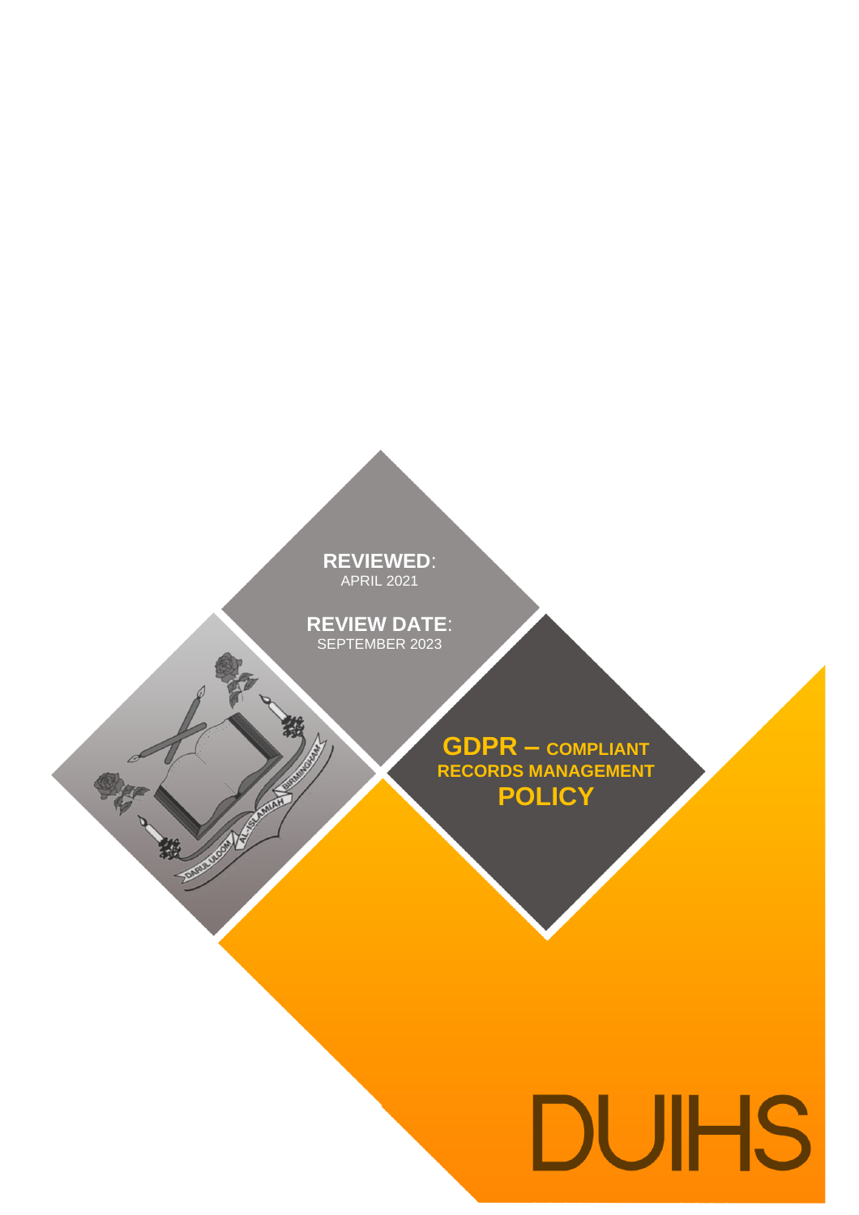**REVIEWED**:
APRIL 2021

**REVIEW DATE**:
SEPTEMBER 2023

# GDPR – COMPLIANT RECORDS MANAGEMENT POLICY

DUIHS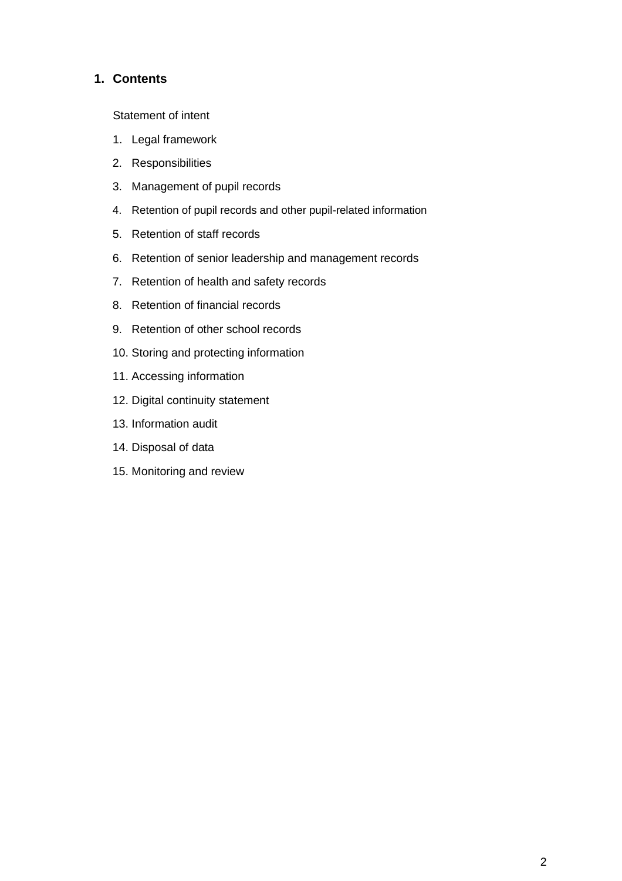# 1. Contents

Statement of intent

1. Legal framework
2. Responsibilities
3. Management of pupil records
4. Retention of pupil records and other pupil-related information
5. Retention of staff records
6. Retention of senior leadership and management records
7. Retention of health and safety records
8. Retention of financial records
9. Retention of other school records
10. Storing and protecting information
11. Accessing information
12. Digital continuity statement
13. Information audit
14. Disposal of data
15. Monitoring and review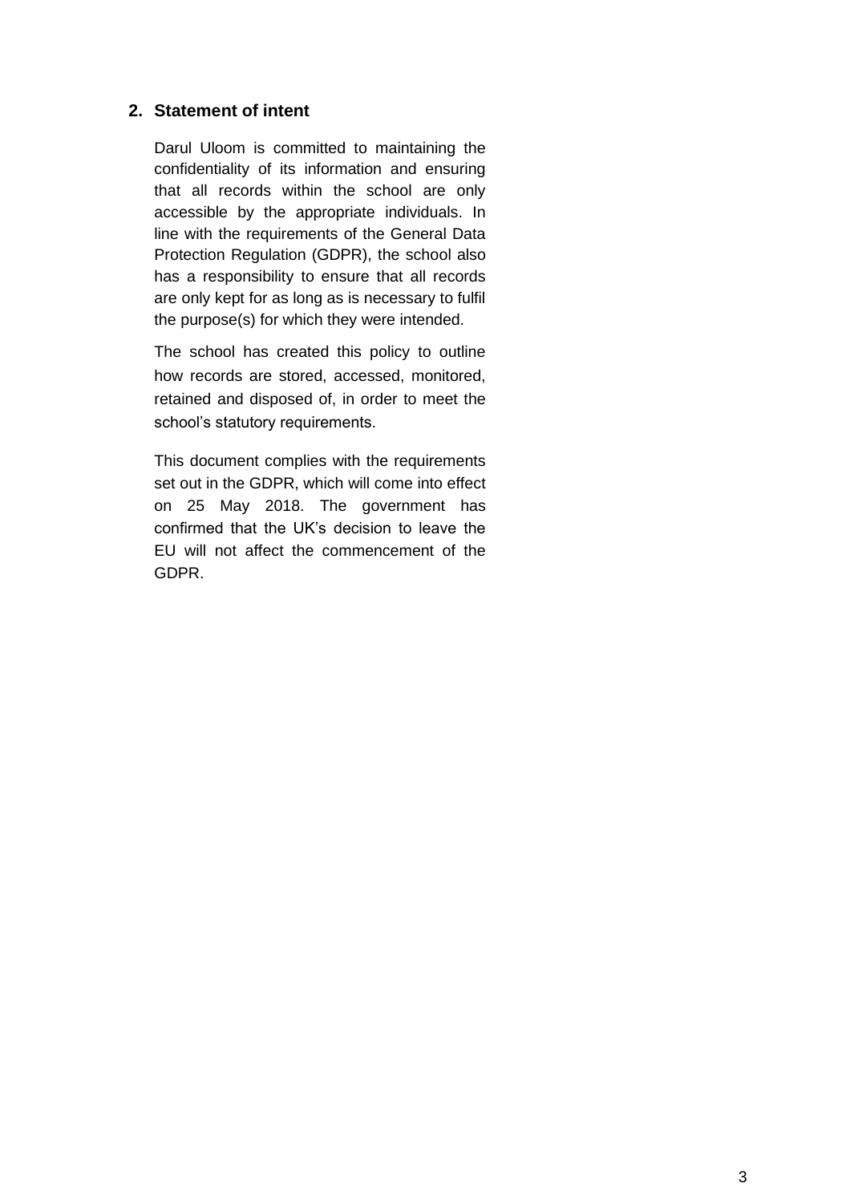## 2. Statement of intent

Darul Uloom is committed to maintaining the confidentiality of its information and ensuring that all records within the school are only accessible by the appropriate individuals. In line with the requirements of the General Data Protection Regulation (GDPR), the school also has a responsibility to ensure that all records are only kept for as long as is necessary to fulfil the purpose(s) for which they were intended.

The school has created this policy to outline how records are stored, accessed, monitored, retained and disposed of, in order to meet the school's statutory requirements.

This document complies with the requirements set out in the GDPR, which will come into effect on 25 May 2018. The government has confirmed that the UK's decision to leave the EU will not affect the commencement of the GDPR.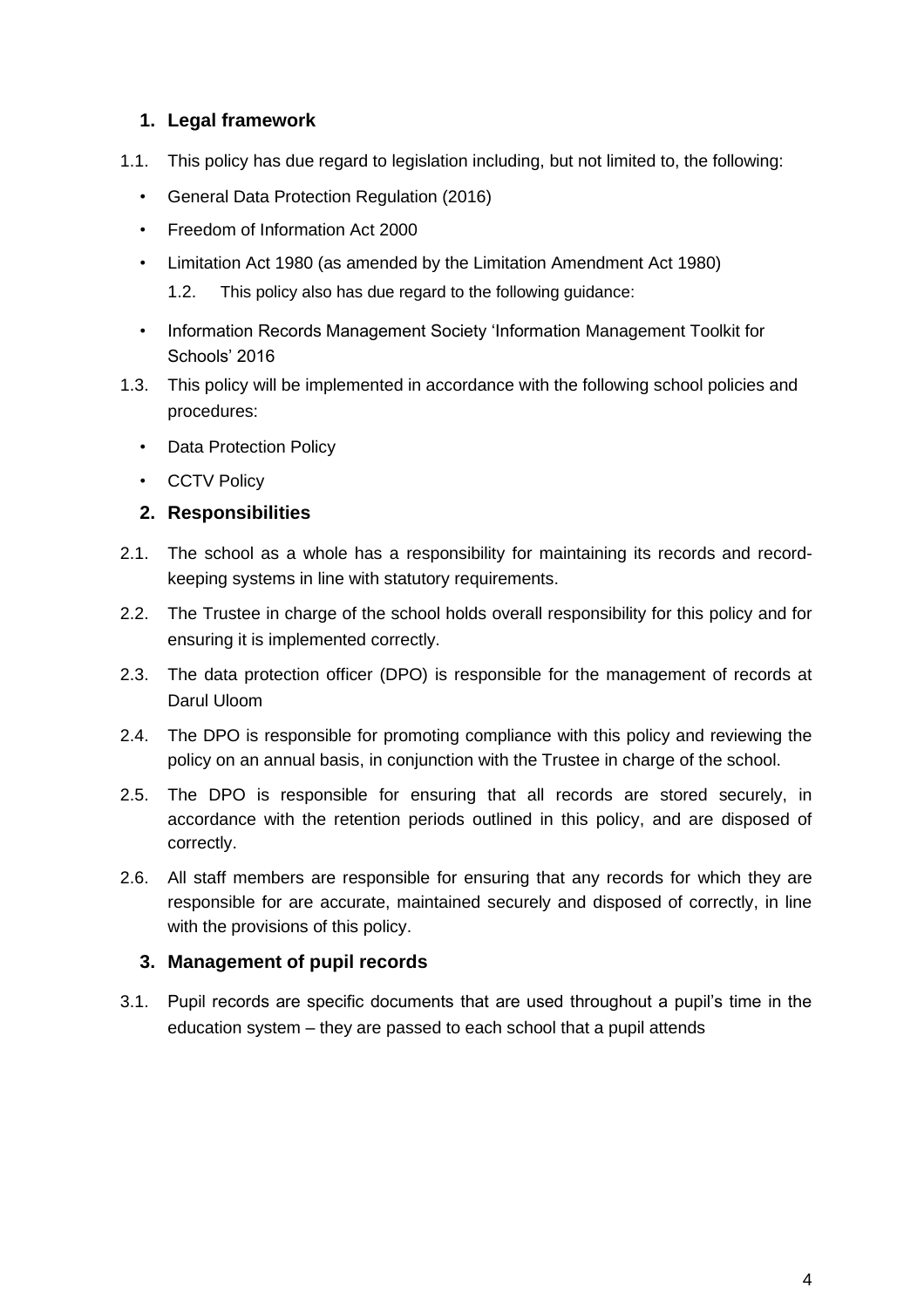## 1. Legal framework

1.1. This policy has due regard to legislation including, but not limited to, the following:

- General Data Protection Regulation (2016)
- Freedom of Information Act 2000
- Limitation Act 1980 (as amended by the Limitation Amendment Act 1980)

1.2. This policy also has due regard to the following guidance:

- Information Records Management Society 'Information Management Toolkit for Schools' 2016

1.3. This policy will be implemented in accordance with the following school policies and procedures:

- Data Protection Policy
- CCTV Policy

## 2. Responsibilities

2.1. The school as a whole has a responsibility for maintaining its records and record-keeping systems in line with statutory requirements.

2.2. The Trustee in charge of the school holds overall responsibility for this policy and for ensuring it is implemented correctly.

2.3. The data protection officer (DPO) is responsible for the management of records at Darul Uloom

2.4. The DPO is responsible for promoting compliance with this policy and reviewing the policy on an annual basis, in conjunction with the Trustee in charge of the school.

2.5. The DPO is responsible for ensuring that all records are stored securely, in accordance with the retention periods outlined in this policy, and are disposed of correctly.

2.6. All staff members are responsible for ensuring that any records for which they are responsible for are accurate, maintained securely and disposed of correctly, in line with the provisions of this policy.

## 3. Management of pupil records

3.1. Pupil records are specific documents that are used throughout a pupil's time in the education system – they are passed to each school that a pupil attends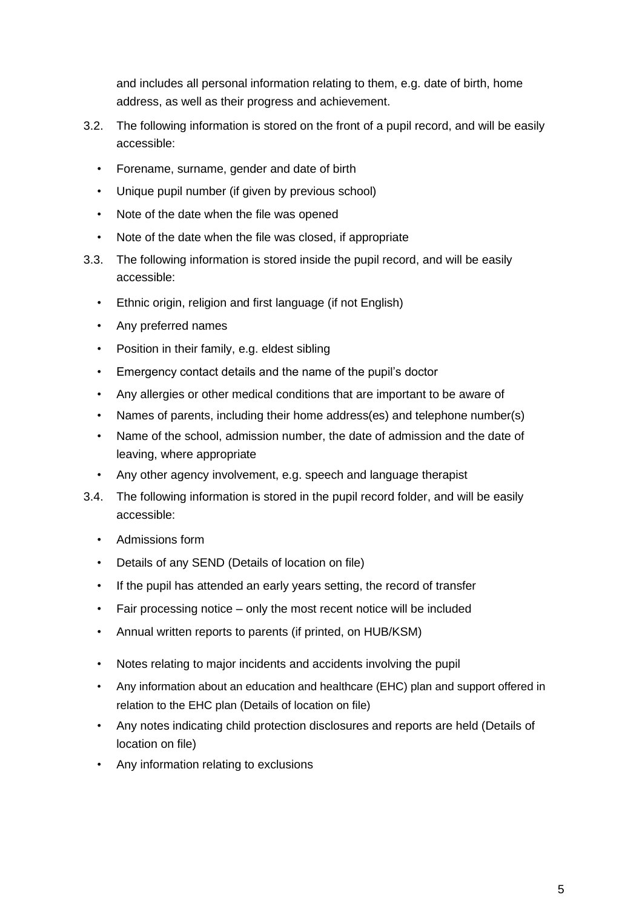and includes all personal information relating to them, e.g. date of birth, home address, as well as their progress and achievement.

3.2. The following information is stored on the front of a pupil record, and will be easily accessible:

- Forename, surname, gender and date of birth
- Unique pupil number (if given by previous school)
- Note of the date when the file was opened
- Note of the date when the file was closed, if appropriate

3.3. The following information is stored inside the pupil record, and will be easily accessible:

- Ethnic origin, religion and first language (if not English)
- Any preferred names
- Position in their family, e.g. eldest sibling
- Emergency contact details and the name of the pupil's doctor
- Any allergies or other medical conditions that are important to be aware of
- Names of parents, including their home address(es) and telephone number(s)
- Name of the school, admission number, the date of admission and the date of leaving, where appropriate
- Any other agency involvement, e.g. speech and language therapist

3.4. The following information is stored in the pupil record folder, and will be easily accessible:

- Admissions form
- Details of any SEND (Details of location on file)
- If the pupil has attended an early years setting, the record of transfer
- Fair processing notice – only the most recent notice will be included
- Annual written reports to parents (if printed, on HUB/KSM)
- Notes relating to major incidents and accidents involving the pupil
- Any information about an education and healthcare (EHC) plan and support offered in relation to the EHC plan (Details of location on file)
- Any notes indicating child protection disclosures and reports are held (Details of location on file)
- Any information relating to exclusions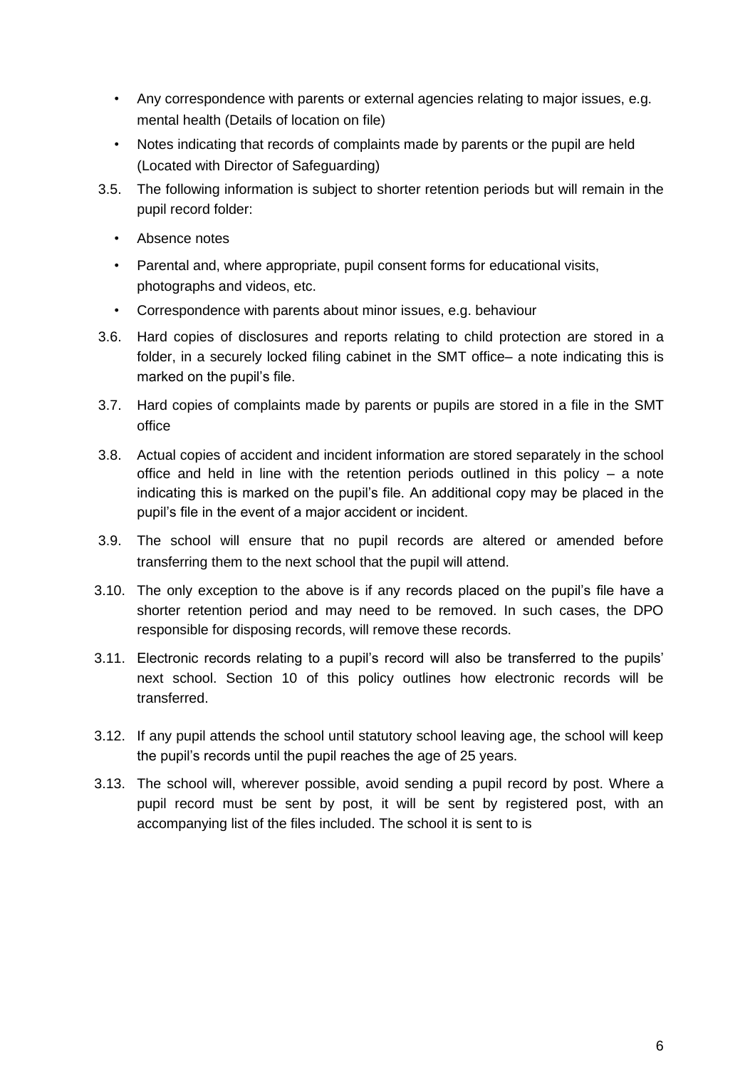- Any correspondence with parents or external agencies relating to major issues, e.g. mental health (Details of location on file)
- Notes indicating that records of complaints made by parents or the pupil are held (Located with Director of Safeguarding)

3.5. The following information is subject to shorter retention periods but will remain in the pupil record folder:

- Absence notes
- Parental and, where appropriate, pupil consent forms for educational visits, photographs and videos, etc.
- Correspondence with parents about minor issues, e.g. behaviour

3.6. Hard copies of disclosures and reports relating to child protection are stored in a folder, in a securely locked filing cabinet in the SMT office– a note indicating this is marked on the pupil's file.

3.7. Hard copies of complaints made by parents or pupils are stored in a file in the SMT office

3.8. Actual copies of accident and incident information are stored separately in the school office and held in line with the retention periods outlined in this policy – a note indicating this is marked on the pupil's file. An additional copy may be placed in the pupil's file in the event of a major accident or incident.

3.9. The school will ensure that no pupil records are altered or amended before transferring them to the next school that the pupil will attend.

3.10. The only exception to the above is if any records placed on the pupil's file have a shorter retention period and may need to be removed. In such cases, the DPO responsible for disposing records, will remove these records.

3.11. Electronic records relating to a pupil's record will also be transferred to the pupils' next school. Section 10 of this policy outlines how electronic records will be transferred.

3.12. If any pupil attends the school until statutory school leaving age, the school will keep the pupil's records until the pupil reaches the age of 25 years.

3.13. The school will, wherever possible, avoid sending a pupil record by post. Where a pupil record must be sent by post, it will be sent by registered post, with an accompanying list of the files included. The school it is sent to is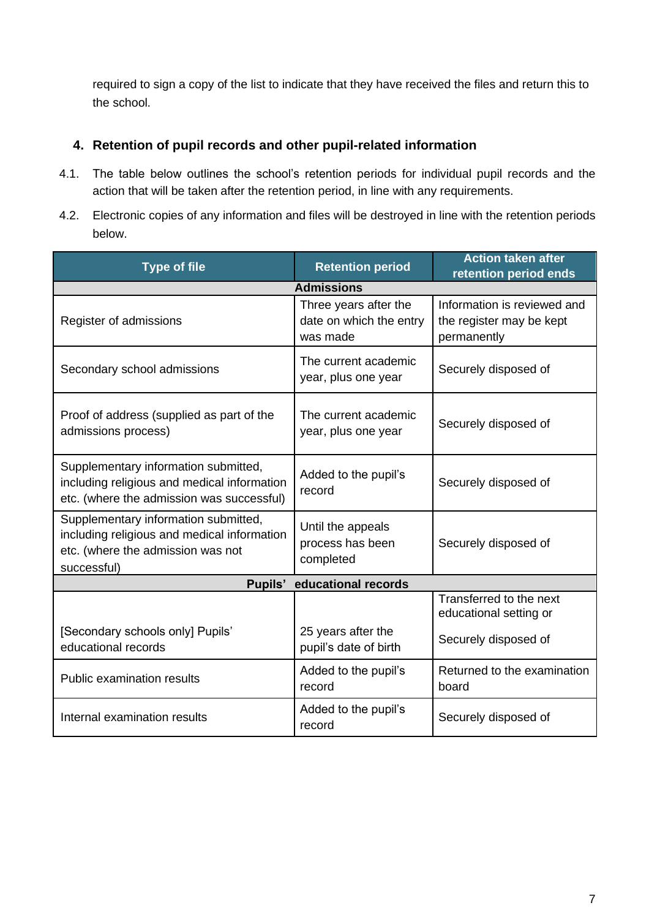required to sign a copy of the list to indicate that they have received the files and return this to the school.

## 4. Retention of pupil records and other pupil-related information

4.1. The table below outlines the school's retention periods for individual pupil records and the action that will be taken after the retention period, in line with any requirements.

4.2. Electronic copies of any information and files will be destroyed in line with the retention periods below.

| Type of file | Retention period | Action taken after retention period ends |
|---|---|---|
| **Admissions** | | |
| Register of admissions | Three years after the date on which the entry was made | Information is reviewed and the register may be kept permanently |
| Secondary school admissions | The current academic year, plus one year | Securely disposed of |
| Proof of address (supplied as part of the admissions process) | The current academic year, plus one year | Securely disposed of |
| Supplementary information submitted, including religious and medical information etc. (where the admission was successful) | Added to the pupil's record | Securely disposed of |
| Supplementary information submitted, including religious and medical information etc. (where the admission was not successful) | Until the appeals process has been completed | Securely disposed of |
| **Pupils' educational records** | | |
| [Secondary schools only] Pupils' educational records | 25 years after the pupil's date of birth | Transferred to the next educational setting or<br><br>Securely disposed of |
| Public examination results | Added to the pupil's record | Returned to the examination board |
| Internal examination results | Added to the pupil's record | Securely disposed of |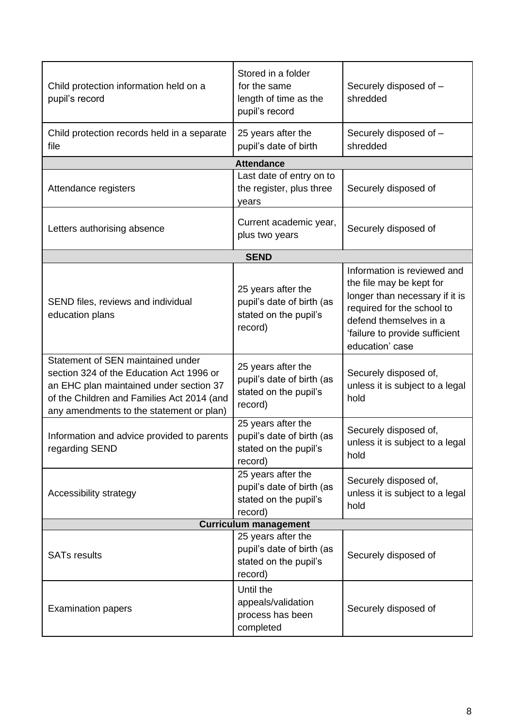| | | |
|---|---|---|
| Child protection information held on a pupil's record | Stored in a folder for the same length of time as the pupil's record | Securely disposed of – shredded |
| Child protection records held in a separate file | 25 years after the pupil's date of birth | Securely disposed of – shredded |
| **Attendance** | | |
| Attendance registers | Last date of entry on to the register, plus three years | Securely disposed of |
| Letters authorising absence | Current academic year, plus two years | Securely disposed of |
| **SEND** | | |
| SEND files, reviews and individual education plans | 25 years after the pupil's date of birth (as stated on the pupil's record) | Information is reviewed and the file may be kept for longer than necessary if it is required for the school to defend themselves in a 'failure to provide sufficient education' case |
| Statement of SEN maintained under section 324 of the Education Act 1996 or an EHC plan maintained under section 37 of the Children and Families Act 2014 (and any amendments to the statement or plan) | 25 years after the pupil's date of birth (as stated on the pupil's record) | Securely disposed of, unless it is subject to a legal hold |
| Information and advice provided to parents regarding SEND | 25 years after the pupil's date of birth (as stated on the pupil's record) | Securely disposed of, unless it is subject to a legal hold |
| Accessibility strategy | 25 years after the pupil's date of birth (as stated on the pupil's record) | Securely disposed of, unless it is subject to a legal hold |
| **Curriculum management** | | |
| SATs results | 25 years after the pupil's date of birth (as stated on the pupil's record) | Securely disposed of |
| Examination papers | Until the appeals/validation process has been completed | Securely disposed of |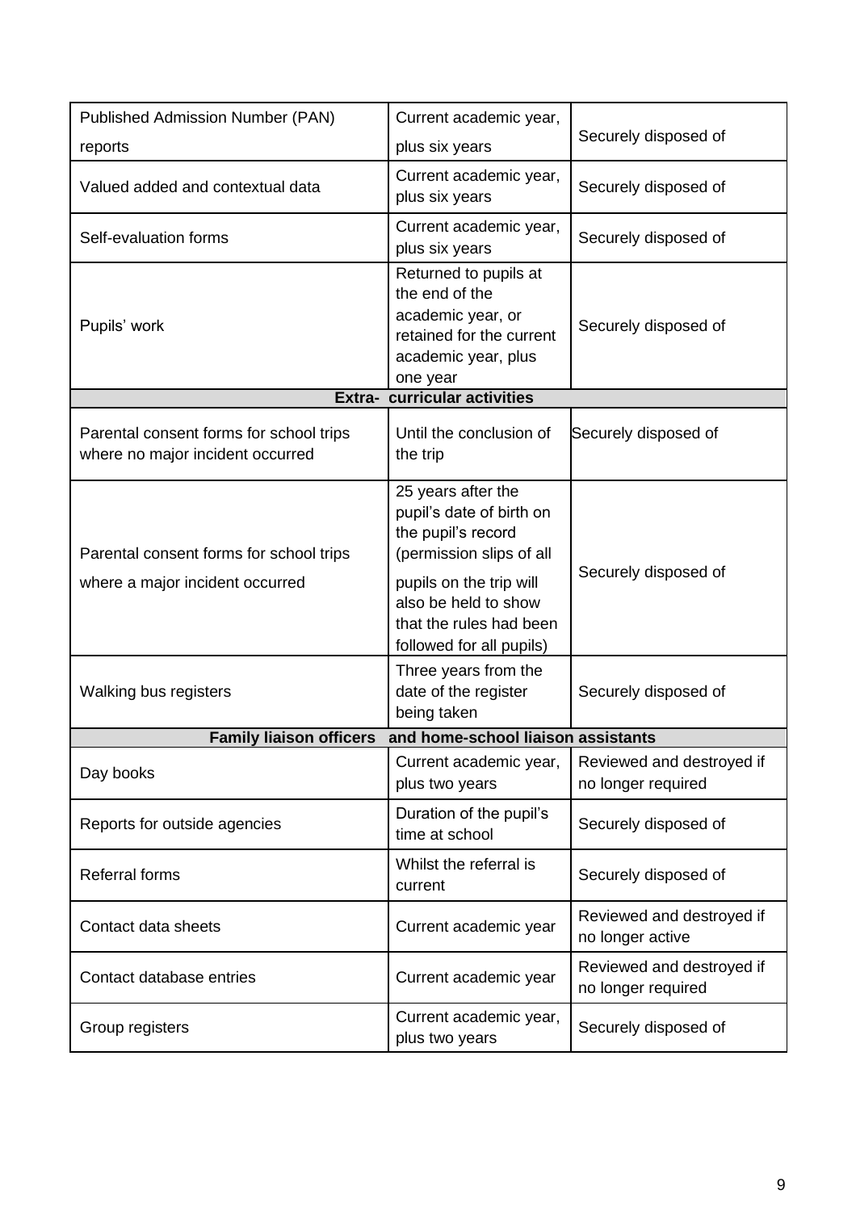| | | |
|---|---|---|
| Published Admission Number (PAN) reports | Current academic year, plus six years | Securely disposed of |
| Valued added and contextual data | Current academic year, plus six years | Securely disposed of |
| Self-evaluation forms | Current academic year, plus six years | Securely disposed of |
| Pupils' work | Returned to pupils at the end of the academic year, or retained for the current academic year, plus one year | Securely disposed of |
| **Extra- curricular activities** | | |
| Parental consent forms for school trips where no major incident occurred | Until the conclusion of the trip | Securely disposed of |
| Parental consent forms for school trips where a major incident occurred | 25 years after the pupil's date of birth on the pupil's record (permission slips of all pupils on the trip will also be held to show that the rules had been followed for all pupils) | Securely disposed of |
| Walking bus registers | Three years from the date of the register being taken | Securely disposed of |
| **Family liaison officers and home-school liaison assistants** | | |
| Day books | Current academic year, plus two years | Reviewed and destroyed if no longer required |
| Reports for outside agencies | Duration of the pupil's time at school | Securely disposed of |
| Referral forms | Whilst the referral is current | Securely disposed of |
| Contact data sheets | Current academic year | Reviewed and destroyed if no longer active |
| Contact database entries | Current academic year | Reviewed and destroyed if no longer required |
| Group registers | Current academic year, plus two years | Securely disposed of |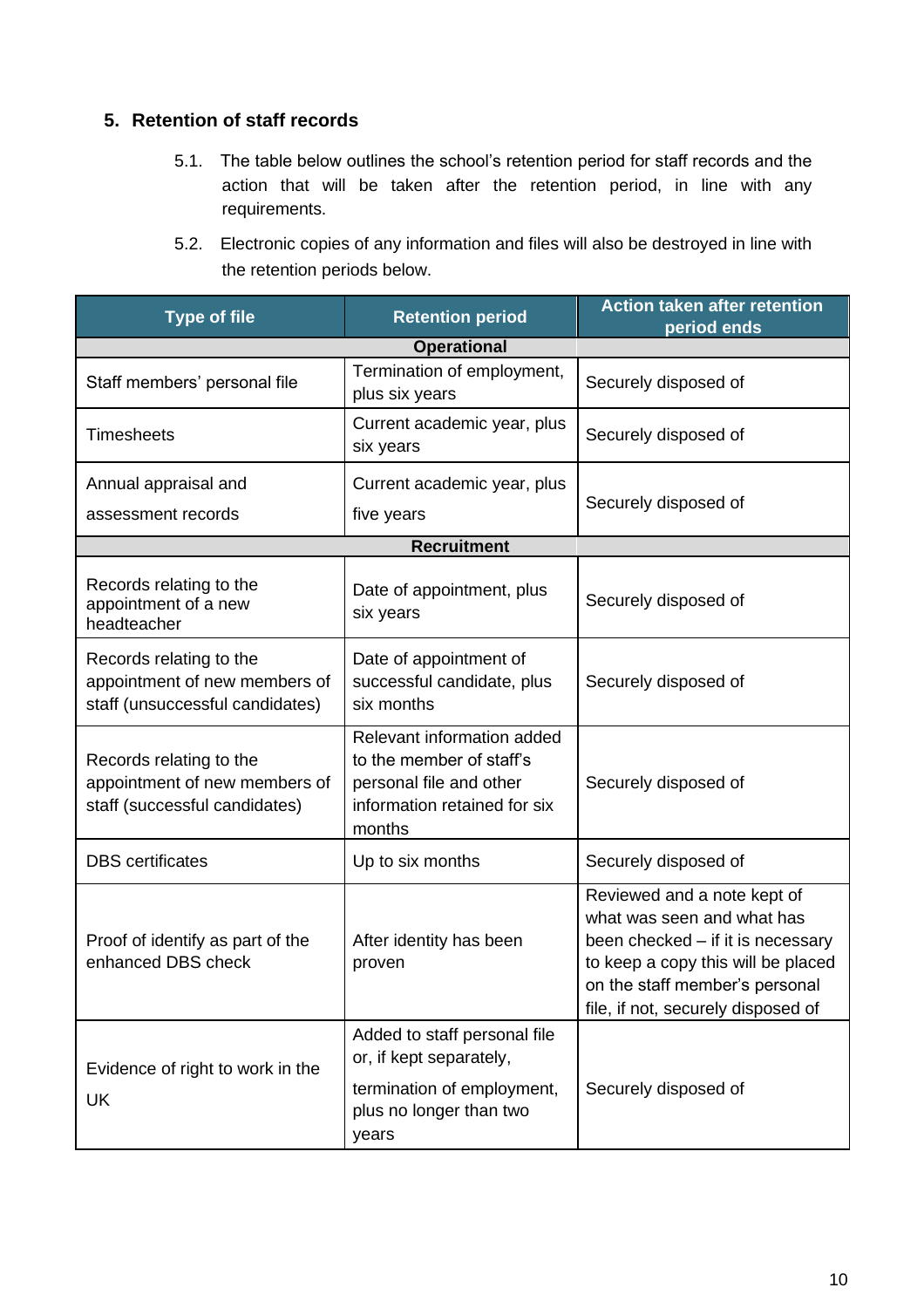## 5. Retention of staff records

5.1. The table below outlines the school's retention period for staff records and the action that will be taken after the retention period, in line with any requirements.

5.2. Electronic copies of any information and files will also be destroyed in line with the retention periods below.

| Type of file | Retention period | Action taken after retention period ends |
|---|---|---|
| **Operational** | | |
| Staff members' personal file | Termination of employment, plus six years | Securely disposed of |
| Timesheets | Current academic year, plus six years | Securely disposed of |
| Annual appraisal and assessment records | Current academic year, plus five years | Securely disposed of |
| **Recruitment** | | |
| Records relating to the appointment of a new headteacher | Date of appointment, plus six years | Securely disposed of |
| Records relating to the appointment of new members of staff (unsuccessful candidates) | Date of appointment of successful candidate, plus six months | Securely disposed of |
| Records relating to the appointment of new members of staff (successful candidates) | Relevant information added to the member of staff's personal file and other information retained for six months | Securely disposed of |
| DBS certificates | Up to six months | Securely disposed of |
| Proof of identify as part of the enhanced DBS check | After identity has been proven | Reviewed and a note kept of what was seen and what has been checked – if it is necessary to keep a copy this will be placed on the staff member's personal file, if not, securely disposed of |
| Evidence of right to work in the UK | Added to staff personal file or, if kept separately, termination of employment, plus no longer than two years | Securely disposed of |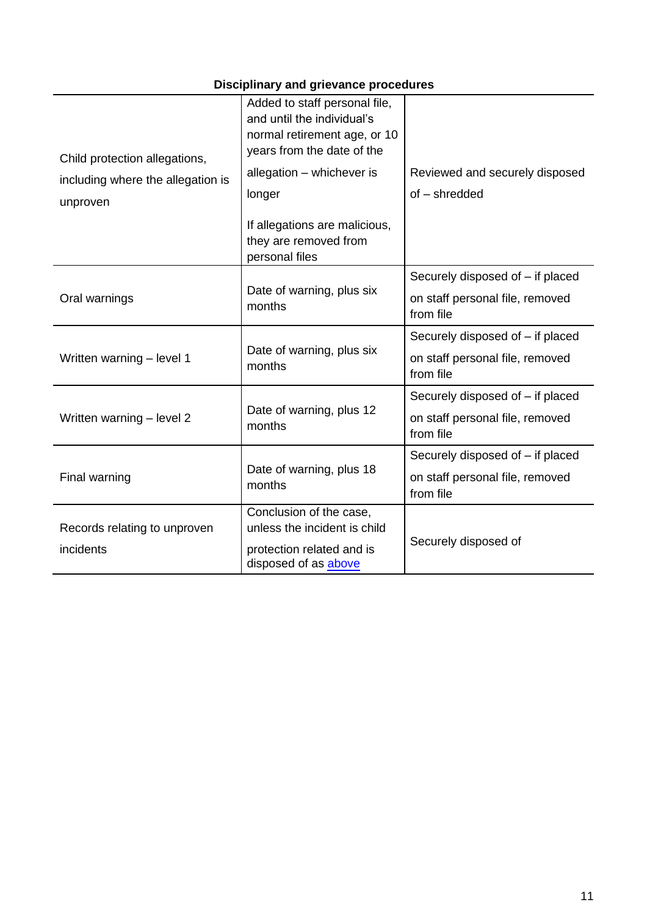**Disciplinary and grievance procedures**

| | | |
|---|---|---|
| Child protection allegations, including where the allegation is unproven | Added to staff personal file, and until the individual's normal retirement age, or 10 years from the date of the allegation – whichever is longer<br><br>If allegations are malicious, they are removed from personal files | Reviewed and securely disposed of – shredded |
| Oral warnings | Date of warning, plus six months | Securely disposed of – if placed on staff personal file, removed from file |
| Written warning – level 1 | Date of warning, plus six months | Securely disposed of – if placed on staff personal file, removed from file |
| Written warning – level 2 | Date of warning, plus 12 months | Securely disposed of – if placed on staff personal file, removed from file |
| Final warning | Date of warning, plus 18 months | Securely disposed of – if placed on staff personal file, removed from file |
| Records relating to unproven incidents | Conclusion of the case, unless the incident is child protection related and is disposed of as above | Securely disposed of |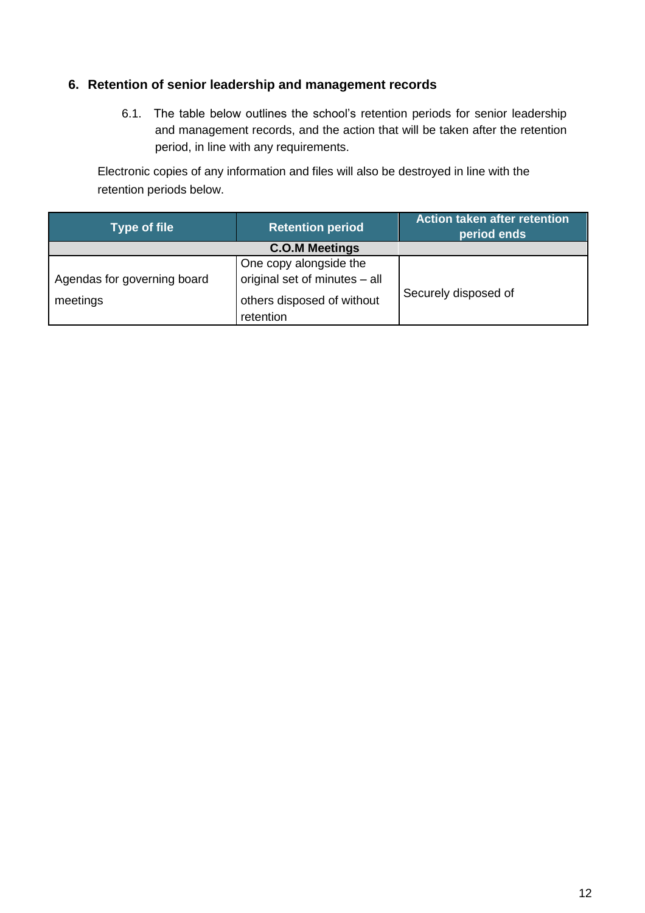## 6. Retention of senior leadership and management records

6.1. The table below outlines the school's retention periods for senior leadership and management records, and the action that will be taken after the retention period, in line with any requirements.

Electronic copies of any information and files will also be destroyed in line with the retention periods below.

| Type of file | Retention period | Action taken after retention period ends |
|---|---|---|
| | **C.O.M Meetings** | |
| Agendas for governing board meetings | One copy alongside the original set of minutes – all others disposed of without retention | Securely disposed of |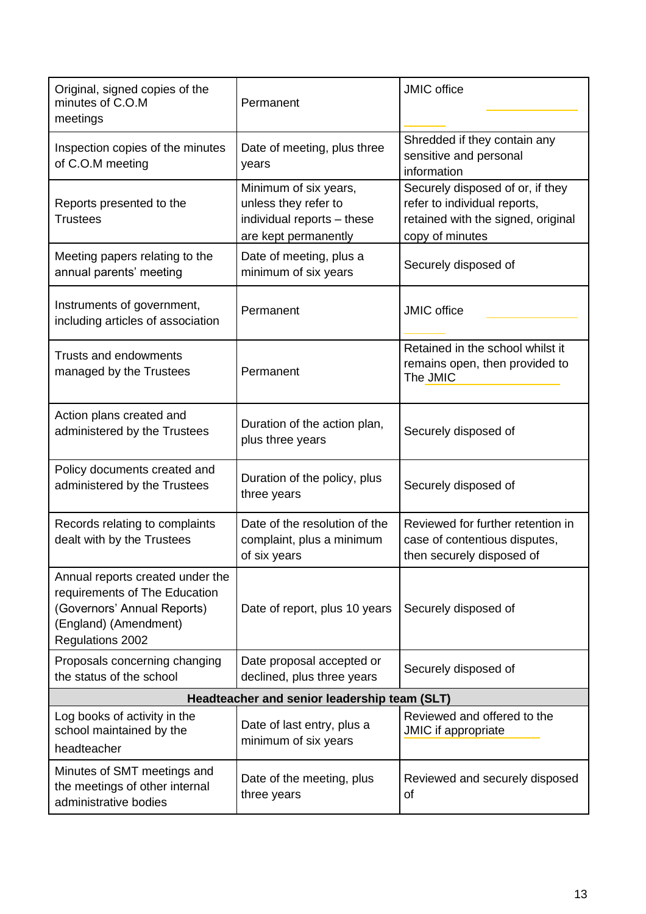| | | |
|---|---|---|
| Original, signed copies of the minutes of C.O.M meetings | Permanent | JMIC office |
| Inspection copies of the minutes of C.O.M meeting | Date of meeting, plus three years | Shredded if they contain any sensitive and personal information |
| Reports presented to the Trustees | Minimum of six years, unless they refer to individual reports – these are kept permanently | Securely disposed of or, if they refer to individual reports, retained with the signed, original copy of minutes |
| Meeting papers relating to the annual parents' meeting | Date of meeting, plus a minimum of six years | Securely disposed of |
| Instruments of government, including articles of association | Permanent | JMIC office |
| Trusts and endowments managed by the Trustees | Permanent | Retained in the school whilst it remains open, then provided to The JMIC |
| Action plans created and administered by the Trustees | Duration of the action plan, plus three years | Securely disposed of |
| Policy documents created and administered by the Trustees | Duration of the policy, plus three years | Securely disposed of |
| Records relating to complaints dealt with by the Trustees | Date of the resolution of the complaint, plus a minimum of six years | Reviewed for further retention in case of contentious disputes, then securely disposed of |
| Annual reports created under the requirements of The Education (Governors' Annual Reports) (England) (Amendment) Regulations 2002 | Date of report, plus 10 years | Securely disposed of |
| Proposals concerning changing the status of the school | Date proposal accepted or declined, plus three years | Securely disposed of |
| **Headteacher and senior leadership team (SLT)** | | |
| Log books of activity in the school maintained by the headteacher | Date of last entry, plus a minimum of six years | Reviewed and offered to the JMIC if appropriate |
| Minutes of SMT meetings and the meetings of other internal administrative bodies | Date of the meeting, plus three years | Reviewed and securely disposed of |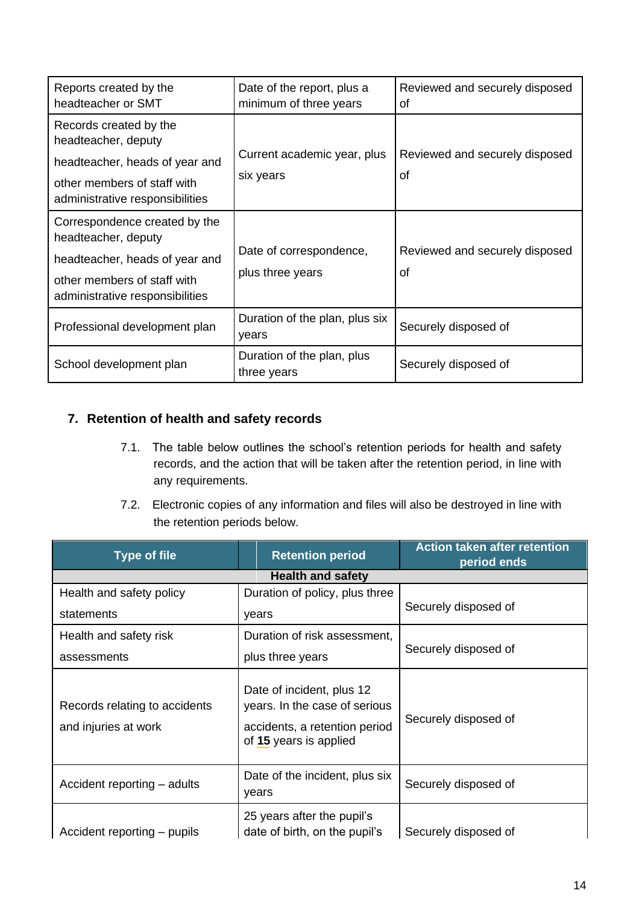| | | |
|---|---|---|
| Reports created by the headteacher or SMT | Date of the report, plus a minimum of three years | Reviewed and securely disposed of |
| Records created by the headteacher, deputy headteacher, heads of year and other members of staff with administrative responsibilities | Current academic year, plus six years | Reviewed and securely disposed of |
| Correspondence created by the headteacher, deputy headteacher, heads of year and other members of staff with administrative responsibilities | Date of correspondence, plus three years | Reviewed and securely disposed of |
| Professional development plan | Duration of the plan, plus six years | Securely disposed of |
| School development plan | Duration of the plan, plus three years | Securely disposed of |

## 7. Retention of health and safety records

7.1. The table below outlines the school's retention periods for health and safety records, and the action that will be taken after the retention period, in line with any requirements.

7.2. Electronic copies of any information and files will also be destroyed in line with the retention periods below.

| Type of file | Retention period | Action taken after retention period ends |
|---|---|---|
| **Health and safety** | | |
| Health and safety policy statements | Duration of policy, plus three years | Securely disposed of |
| Health and safety risk assessments | Duration of risk assessment, plus three years | Securely disposed of |
| Records relating to accidents and injuries at work | Date of incident, plus 12 years. In the case of serious accidents, a retention period of **15** years is applied | Securely disposed of |
| Accident reporting – adults | Date of the incident, plus six years | Securely disposed of |
| Accident reporting – pupils | 25 years after the pupil's date of birth, on the pupil's | Securely disposed of |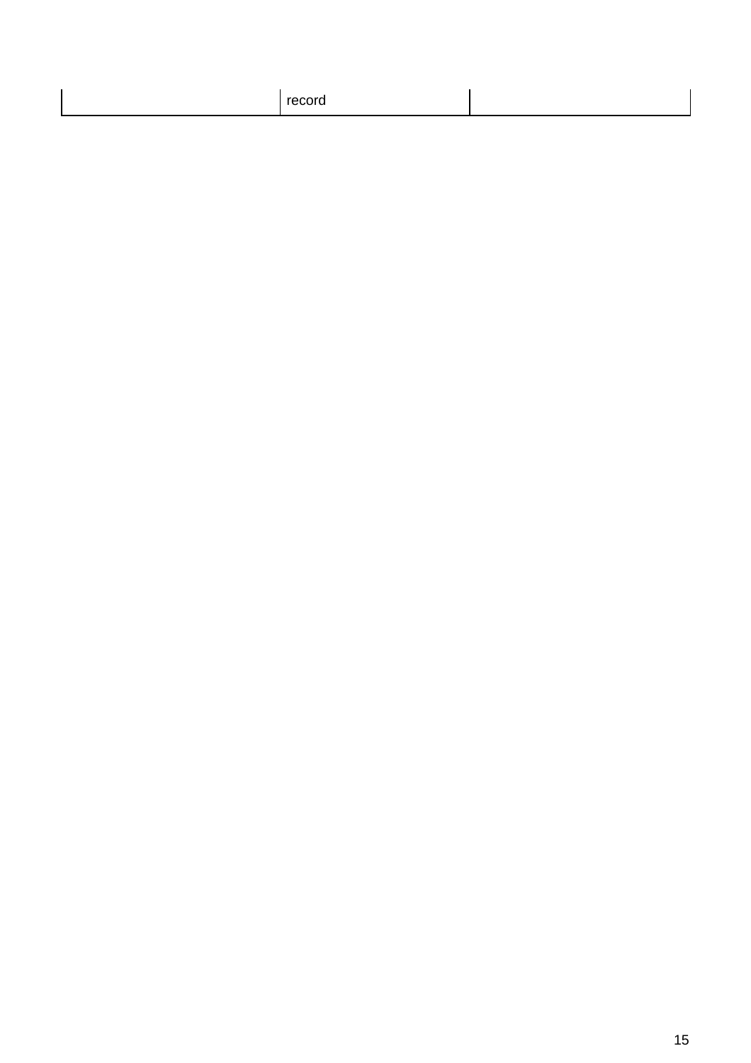|  | record |  |
|---|---|---|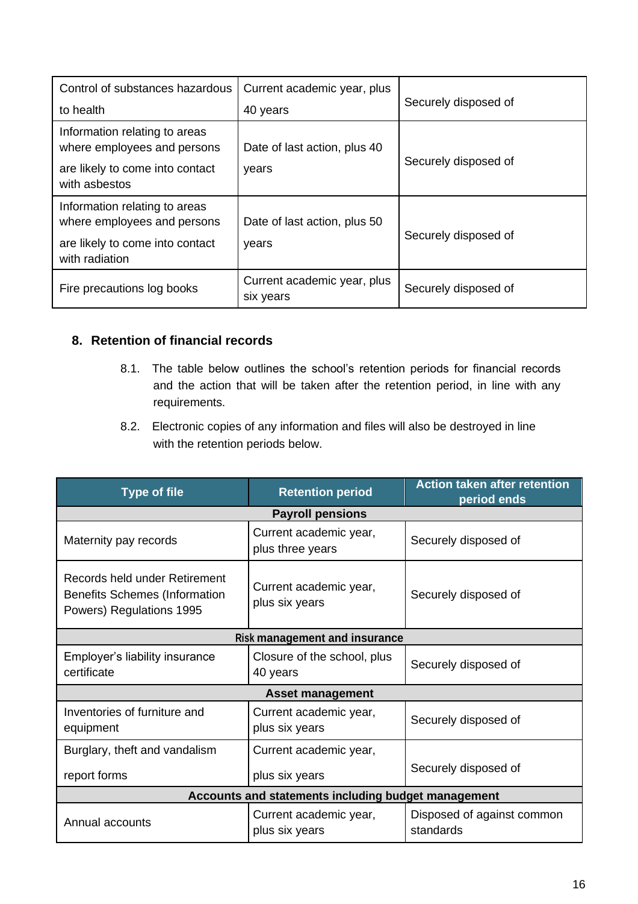| | | |
|---|---|---|
| Control of substances hazardous to health | Current academic year, plus 40 years | Securely disposed of |
| Information relating to areas where employees and persons are likely to come into contact with asbestos | Date of last action, plus 40 years | Securely disposed of |
| Information relating to areas where employees and persons are likely to come into contact with radiation | Date of last action, plus 50 years | Securely disposed of |
| Fire precautions log books | Current academic year, plus six years | Securely disposed of |

## 8. Retention of financial records

8.1. The table below outlines the school's retention periods for financial records and the action that will be taken after the retention period, in line with any requirements.

8.2. Electronic copies of any information and files will also be destroyed in line with the retention periods below.

| Type of file | Retention period | Action taken after retention period ends |
|---|---|---|
| **Payroll pensions** | | |
| Maternity pay records | Current academic year, plus three years | Securely disposed of |
| Records held under Retirement Benefits Schemes (Information Powers) Regulations 1995 | Current academic year, plus six years | Securely disposed of |
| **Risk management and insurance** | | |
| Employer's liability insurance certificate | Closure of the school, plus 40 years | Securely disposed of |
| **Asset management** | | |
| Inventories of furniture and equipment | Current academic year, plus six years | Securely disposed of |
| Burglary, theft and vandalism report forms | Current academic year, plus six years | Securely disposed of |
| **Accounts and statements including budget management** | | |
| Annual accounts | Current academic year, plus six years | Disposed of against common standards |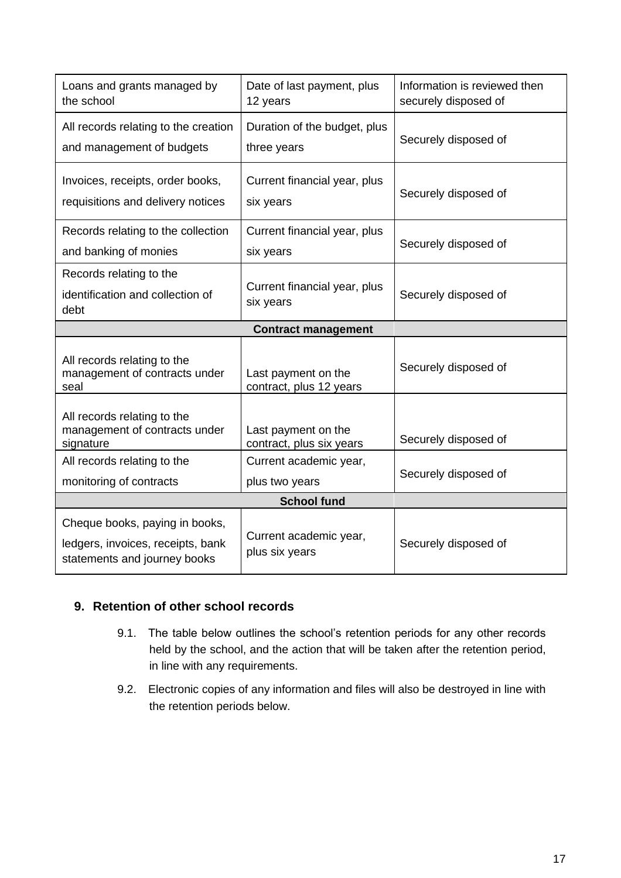| | | |
|---|---|---|
| Loans and grants managed by the school | Date of last payment, plus 12 years | Information is reviewed then securely disposed of |
| All records relating to the creation and management of budgets | Duration of the budget, plus three years | Securely disposed of |
| Invoices, receipts, order books, requisitions and delivery notices | Current financial year, plus six years | Securely disposed of |
| Records relating to the collection and banking of monies | Current financial year, plus six years | Securely disposed of |
| Records relating to the identification and collection of debt | Current financial year, plus six years | Securely disposed of |
| **Contract management** | | |
| All records relating to the management of contracts under seal | Last payment on the contract, plus 12 years | Securely disposed of |
| All records relating to the management of contracts under signature | Last payment on the contract, plus six years | Securely disposed of |
| All records relating to the monitoring of contracts | Current academic year, plus two years | Securely disposed of |
| **School fund** | | |
| Cheque books, paying in books, ledgers, invoices, receipts, bank statements and journey books | Current academic year, plus six years | Securely disposed of |

## 9. Retention of other school records

9.1. The table below outlines the school's retention periods for any other records held by the school, and the action that will be taken after the retention period, in line with any requirements.

9.2. Electronic copies of any information and files will also be destroyed in line with the retention periods below.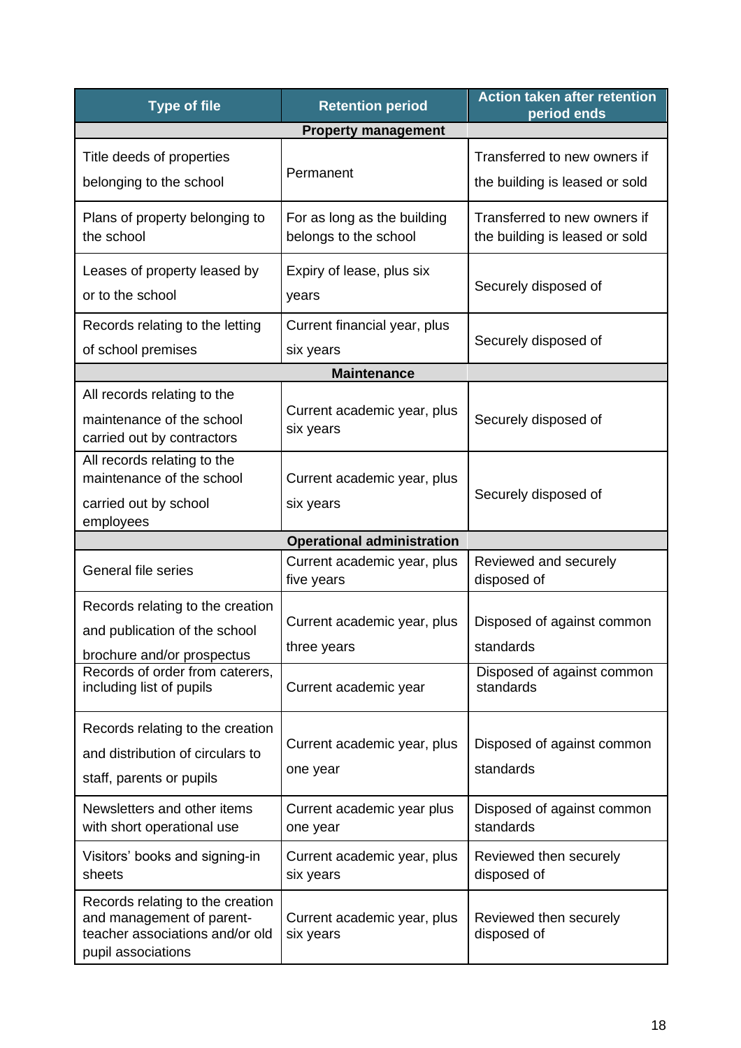| Type of file | Retention period | Action taken after retention period ends |
|---|---|---|
| **Property management** | | |
| Title deeds of properties belonging to the school | Permanent | Transferred to new owners if the building is leased or sold |
| Plans of property belonging to the school | For as long as the building belongs to the school | Transferred to new owners if the building is leased or sold |
| Leases of property leased by or to the school | Expiry of lease, plus six years | Securely disposed of |
| Records relating to the letting of school premises | Current financial year, plus six years | Securely disposed of |
| **Maintenance** | | |
| All records relating to the maintenance of the school carried out by contractors | Current academic year, plus six years | Securely disposed of |
| All records relating to the maintenance of the school carried out by school employees | Current academic year, plus six years | Securely disposed of |
| **Operational administration** | | |
| General file series | Current academic year, plus five years | Reviewed and securely disposed of |
| Records relating to the creation and publication of the school brochure and/or prospectus | Current academic year, plus three years | Disposed of against common standards |
| Records of order from caterers, including list of pupils | Current academic year | Disposed of against common standards |
| Records relating to the creation and distribution of circulars to staff, parents or pupils | Current academic year, plus one year | Disposed of against common standards |
| Newsletters and other items with short operational use | Current academic year plus one year | Disposed of against common standards |
| Visitors' books and signing-in sheets | Current academic year, plus six years | Reviewed then securely disposed of |
| Records relating to the creation and management of parent-teacher associations and/or old pupil associations | Current academic year, plus six years | Reviewed then securely disposed of |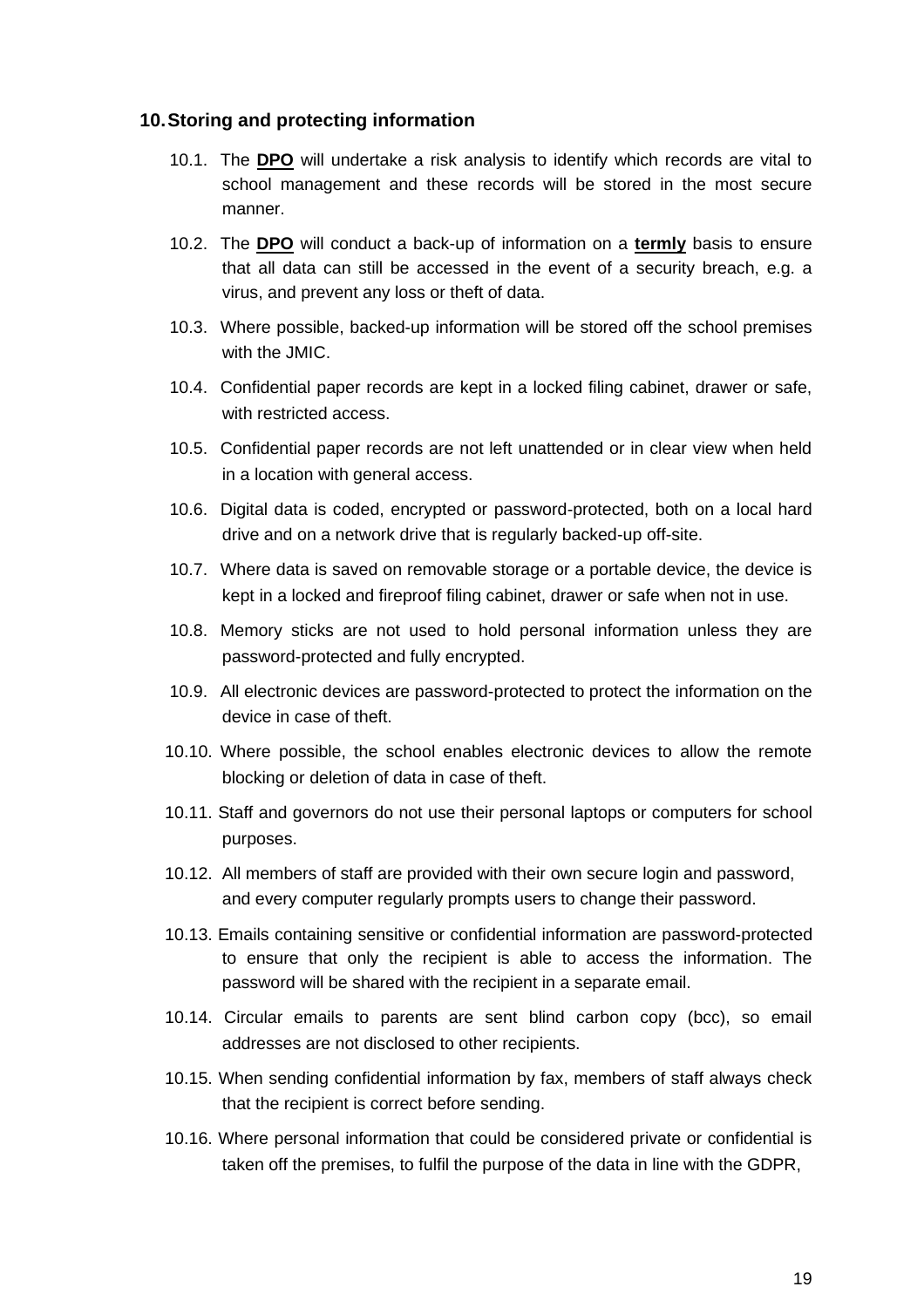## 10. Storing and protecting information

10.1. The **DPO** will undertake a risk analysis to identify which records are vital to school management and these records will be stored in the most secure manner.

10.2. The **DPO** will conduct a back-up of information on a **termly** basis to ensure that all data can still be accessed in the event of a security breach, e.g. a virus, and prevent any loss or theft of data.

10.3. Where possible, backed-up information will be stored off the school premises with the JMIC.

10.4. Confidential paper records are kept in a locked filing cabinet, drawer or safe, with restricted access.

10.5. Confidential paper records are not left unattended or in clear view when held in a location with general access.

10.6. Digital data is coded, encrypted or password-protected, both on a local hard drive and on a network drive that is regularly backed-up off-site.

10.7. Where data is saved on removable storage or a portable device, the device is kept in a locked and fireproof filing cabinet, drawer or safe when not in use.

10.8. Memory sticks are not used to hold personal information unless they are password-protected and fully encrypted.

10.9. All electronic devices are password-protected to protect the information on the device in case of theft.

10.10. Where possible, the school enables electronic devices to allow the remote blocking or deletion of data in case of theft.

10.11. Staff and governors do not use their personal laptops or computers for school purposes.

10.12. All members of staff are provided with their own secure login and password, and every computer regularly prompts users to change their password.

10.13. Emails containing sensitive or confidential information are password-protected to ensure that only the recipient is able to access the information. The password will be shared with the recipient in a separate email.

10.14. Circular emails to parents are sent blind carbon copy (bcc), so email addresses are not disclosed to other recipients.

10.15. When sending confidential information by fax, members of staff always check that the recipient is correct before sending.

10.16. Where personal information that could be considered private or confidential is taken off the premises, to fulfil the purpose of the data in line with the GDPR,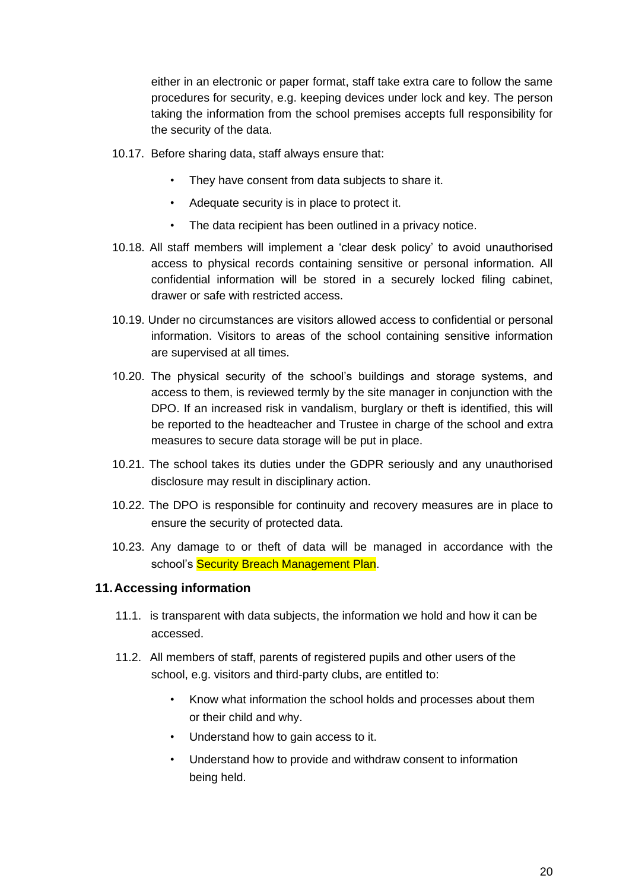either in an electronic or paper format, staff take extra care to follow the same procedures for security, e.g. keeping devices under lock and key. The person taking the information from the school premises accepts full responsibility for the security of the data.

10.17. Before sharing data, staff always ensure that:

- They have consent from data subjects to share it.
- Adequate security is in place to protect it.
- The data recipient has been outlined in a privacy notice.

10.18. All staff members will implement a 'clear desk policy' to avoid unauthorised access to physical records containing sensitive or personal information. All confidential information will be stored in a securely locked filing cabinet, drawer or safe with restricted access.

10.19. Under no circumstances are visitors allowed access to confidential or personal information. Visitors to areas of the school containing sensitive information are supervised at all times.

10.20. The physical security of the school's buildings and storage systems, and access to them, is reviewed termly by the site manager in conjunction with the DPO. If an increased risk in vandalism, burglary or theft is identified, this will be reported to the headteacher and Trustee in charge of the school and extra measures to secure data storage will be put in place.

10.21. The school takes its duties under the GDPR seriously and any unauthorised disclosure may result in disciplinary action.

10.22. The DPO is responsible for continuity and recovery measures are in place to ensure the security of protected data.

10.23. Any damage to or theft of data will be managed in accordance with the school's Security Breach Management Plan.

## 11. Accessing information

11.1. is transparent with data subjects, the information we hold and how it can be accessed.

11.2. All members of staff, parents of registered pupils and other users of the school, e.g. visitors and third-party clubs, are entitled to:

- Know what information the school holds and processes about them or their child and why.
- Understand how to gain access to it.
- Understand how to provide and withdraw consent to information being held.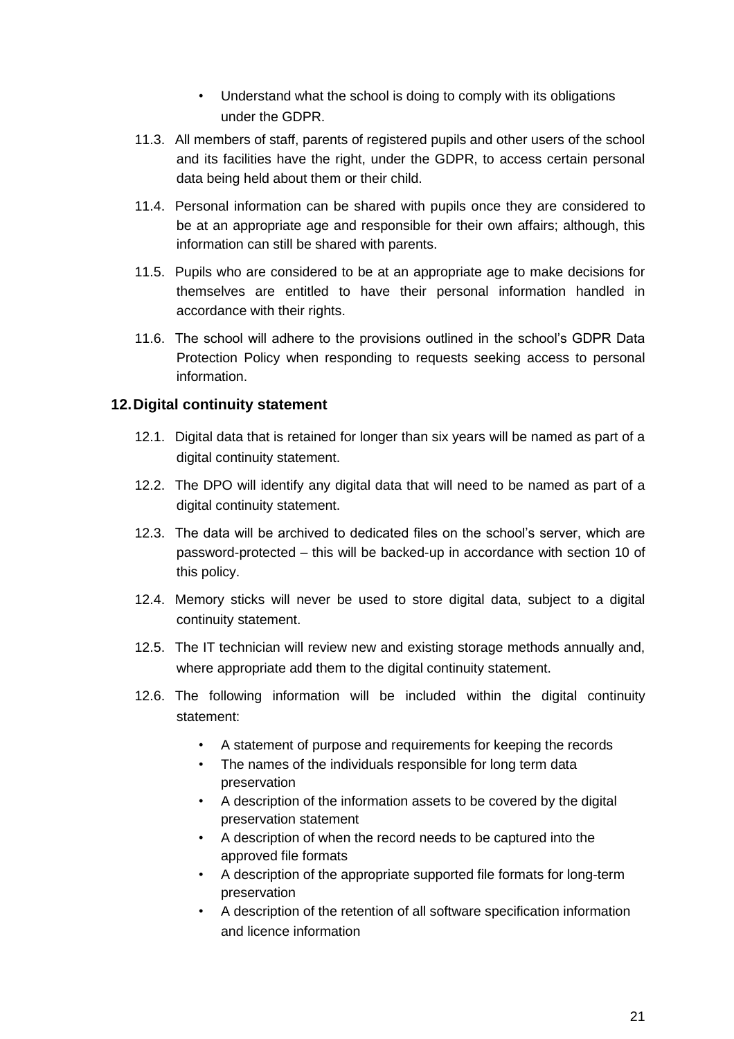- Understand what the school is doing to comply with its obligations under the GDPR.

11.3. All members of staff, parents of registered pupils and other users of the school and its facilities have the right, under the GDPR, to access certain personal data being held about them or their child.

11.4. Personal information can be shared with pupils once they are considered to be at an appropriate age and responsible for their own affairs; although, this information can still be shared with parents.

11.5. Pupils who are considered to be at an appropriate age to make decisions for themselves are entitled to have their personal information handled in accordance with their rights.

11.6. The school will adhere to the provisions outlined in the school's GDPR Data Protection Policy when responding to requests seeking access to personal information.

## 12. Digital continuity statement

12.1. Digital data that is retained for longer than six years will be named as part of a digital continuity statement.

12.2. The DPO will identify any digital data that will need to be named as part of a digital continuity statement.

12.3. The data will be archived to dedicated files on the school's server, which are password-protected – this will be backed-up in accordance with section 10 of this policy.

12.4. Memory sticks will never be used to store digital data, subject to a digital continuity statement.

12.5. The IT technician will review new and existing storage methods annually and, where appropriate add them to the digital continuity statement.

12.6. The following information will be included within the digital continuity statement:

- A statement of purpose and requirements for keeping the records
- The names of the individuals responsible for long term data preservation
- A description of the information assets to be covered by the digital preservation statement
- A description of when the record needs to be captured into the approved file formats
- A description of the appropriate supported file formats for long-term preservation
- A description of the retention of all software specification information and licence information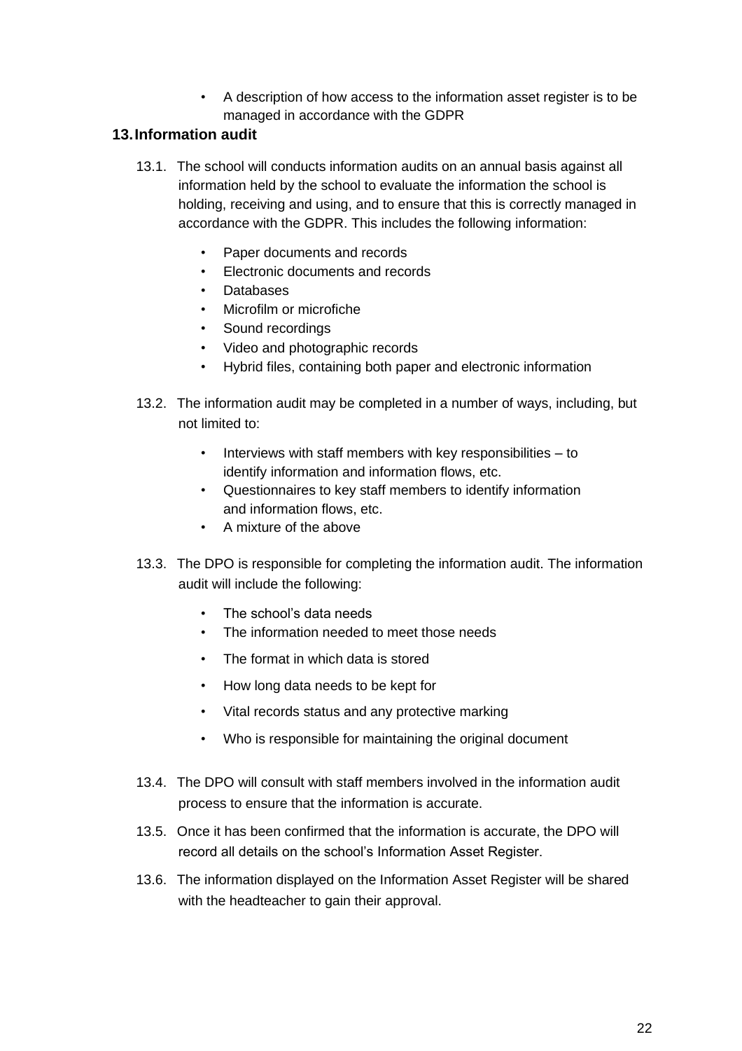- A description of how access to the information asset register is to be managed in accordance with the GDPR

## 13. Information audit

13.1. The school will conducts information audits on an annual basis against all information held by the school to evaluate the information the school is holding, receiving and using, and to ensure that this is correctly managed in accordance with the GDPR. This includes the following information:

- Paper documents and records
- Electronic documents and records
- Databases
- Microfilm or microfiche
- Sound recordings
- Video and photographic records
- Hybrid files, containing both paper and electronic information

13.2. The information audit may be completed in a number of ways, including, but not limited to:

- Interviews with staff members with key responsibilities – to identify information and information flows, etc.
- Questionnaires to key staff members to identify information and information flows, etc.
- A mixture of the above

13.3. The DPO is responsible for completing the information audit. The information audit will include the following:

- The school's data needs
- The information needed to meet those needs
- The format in which data is stored
- How long data needs to be kept for
- Vital records status and any protective marking
- Who is responsible for maintaining the original document

13.4. The DPO will consult with staff members involved in the information audit process to ensure that the information is accurate.

13.5. Once it has been confirmed that the information is accurate, the DPO will record all details on the school's Information Asset Register.

13.6. The information displayed on the Information Asset Register will be shared with the headteacher to gain their approval.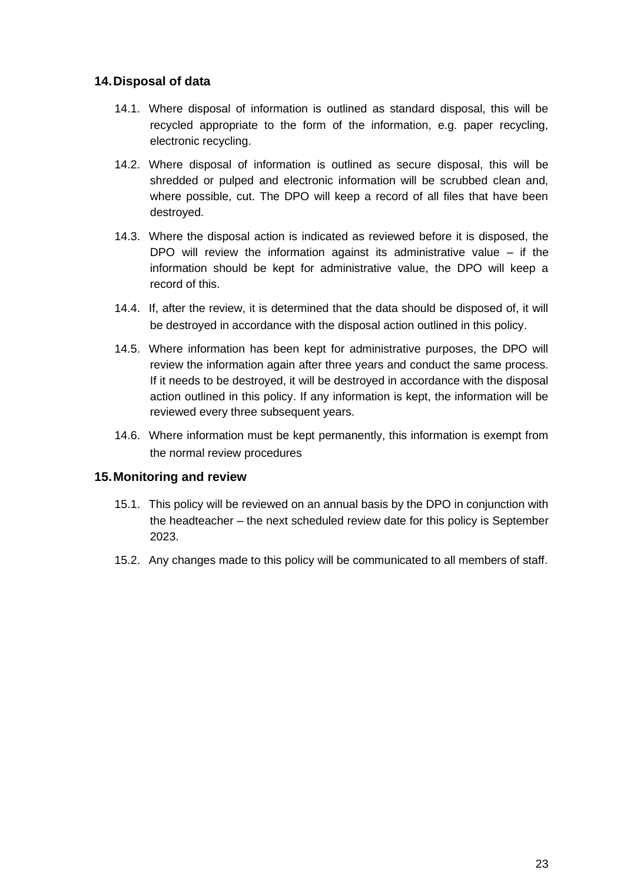## 14. Disposal of data

14.1. Where disposal of information is outlined as standard disposal, this will be recycled appropriate to the form of the information, e.g. paper recycling, electronic recycling.

14.2. Where disposal of information is outlined as secure disposal, this will be shredded or pulped and electronic information will be scrubbed clean and, where possible, cut. The DPO will keep a record of all files that have been destroyed.

14.3. Where the disposal action is indicated as reviewed before it is disposed, the DPO will review the information against its administrative value – if the information should be kept for administrative value, the DPO will keep a record of this.

14.4. If, after the review, it is determined that the data should be disposed of, it will be destroyed in accordance with the disposal action outlined in this policy.

14.5. Where information has been kept for administrative purposes, the DPO will review the information again after three years and conduct the same process. If it needs to be destroyed, it will be destroyed in accordance with the disposal action outlined in this policy. If any information is kept, the information will be reviewed every three subsequent years.

14.6. Where information must be kept permanently, this information is exempt from the normal review procedures

## 15. Monitoring and review

15.1. This policy will be reviewed on an annual basis by the DPO in conjunction with the headteacher – the next scheduled review date for this policy is September 2023.

15.2. Any changes made to this policy will be communicated to all members of staff.